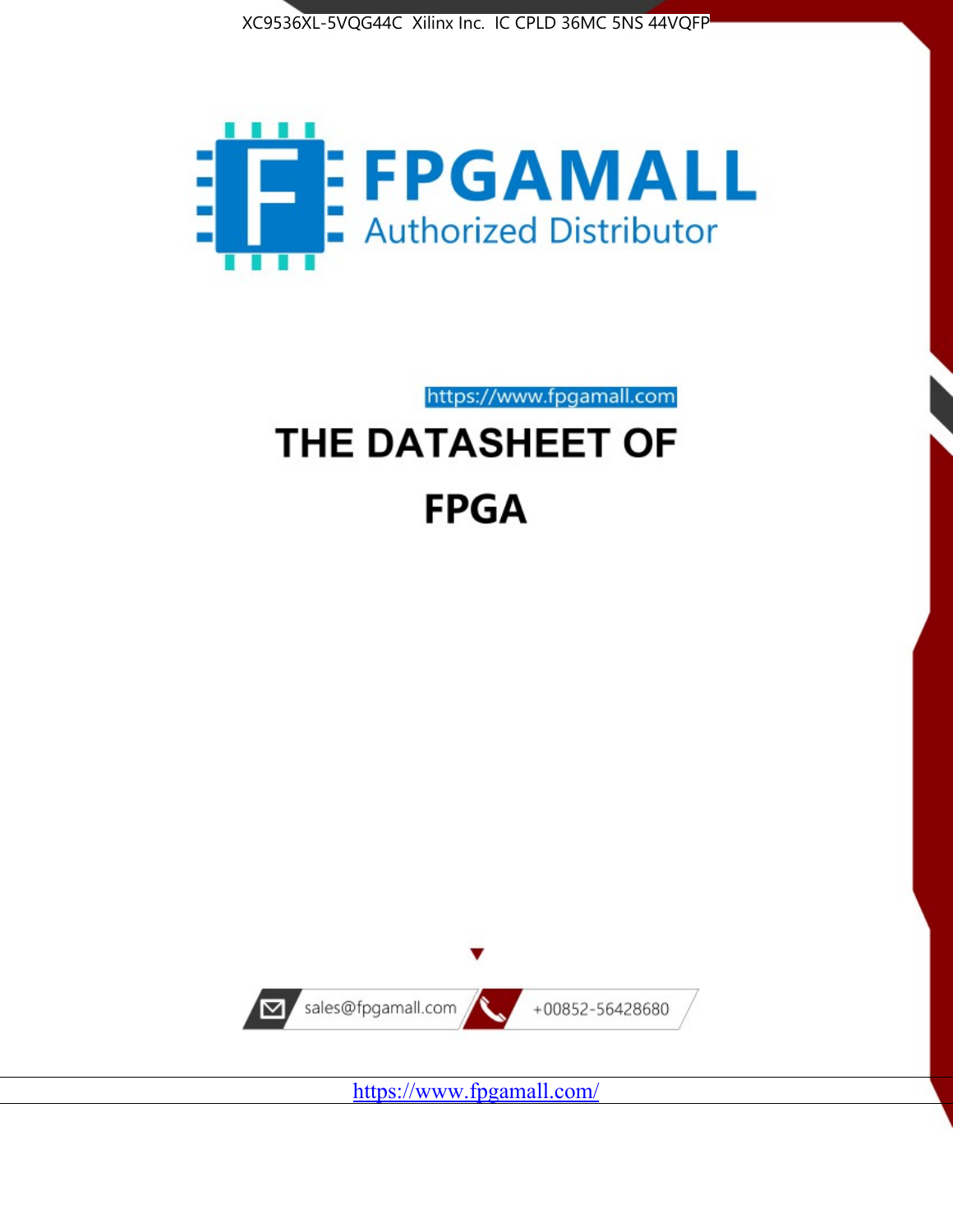XC9536XL-5VQG44C Xilinx Inc. IC CPLD 36MC 5NS 44VQFP

FPGAMALL

Authorized Distributor

https://www.fpgamall.com

# THE DATASHEET OF

# FPGA

sales@fpgamall.com

+00852-56428680

https://www.fpgamall.com/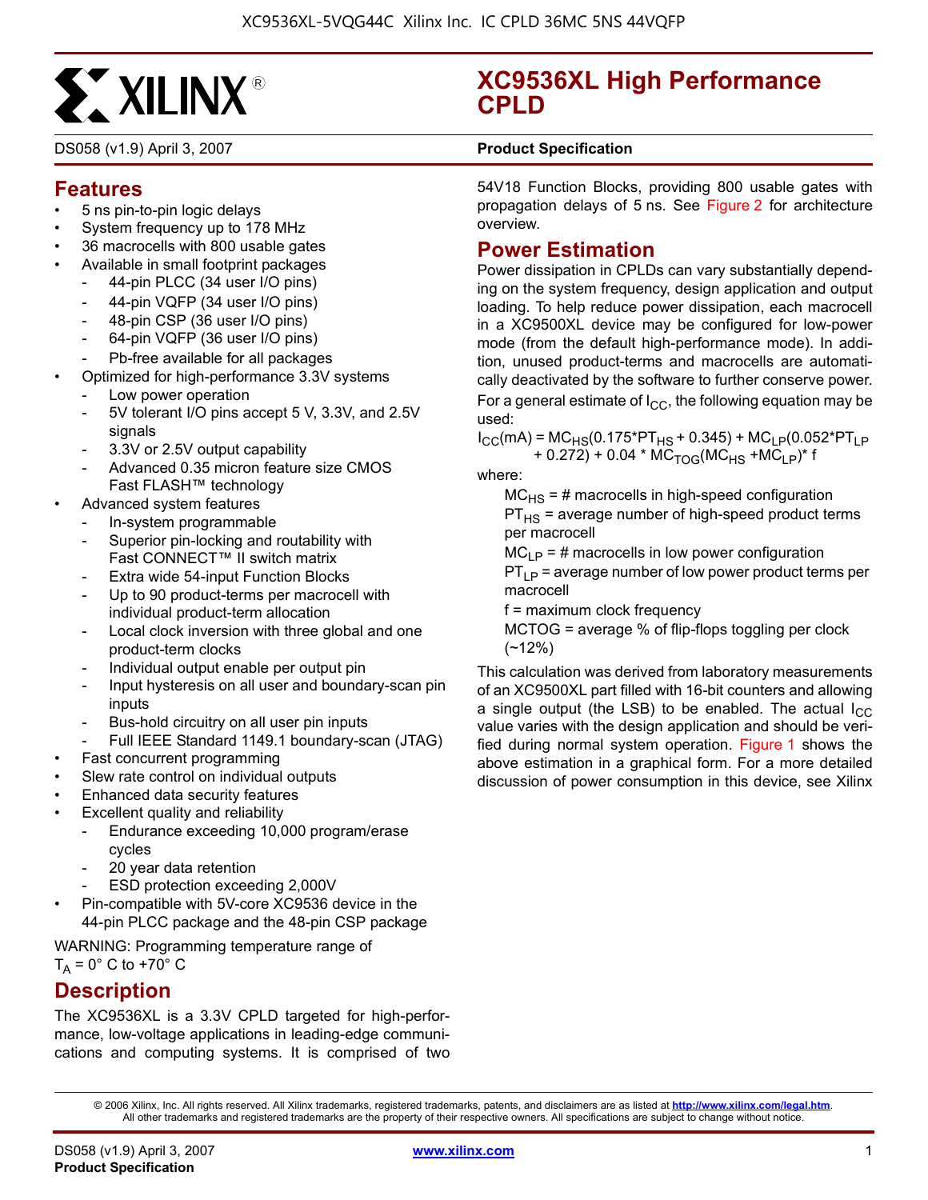# XC9536XL High Performance CPLD

DS058 (v1.9) April 3, 2007 **Product Specification**

## Features

- 5 ns pin-to-pin logic delays
- System frequency up to 178 MHz
- 36 macrocells with 800 usable gates
- Available in small footprint packages
  - 44-pin PLCC (34 user I/O pins)
  - 44-pin VQFP (34 user I/O pins)
  - 48-pin CSP (36 user I/O pins)
  - 64-pin VQFP (36 user I/O pins)
  - Pb-free available for all packages
- Optimized for high-performance 3.3V systems
  - Low power operation
  - 5V tolerant I/O pins accept 5 V, 3.3V, and 2.5V signals
  - 3.3V or 2.5V output capability
  - Advanced 0.35 micron feature size CMOS Fast FLASH™ technology
- Advanced system features
  - In-system programmable
  - Superior pin-locking and routability with Fast CONNECT™ II switch matrix
  - Extra wide 54-input Function Blocks
  - Up to 90 product-terms per macrocell with individual product-term allocation
  - Local clock inversion with three global and one product-term clocks
  - Individual output enable per output pin
  - Input hysteresis on all user and boundary-scan pin inputs
  - Bus-hold circuitry on all user pin inputs
  - Full IEEE Standard 1149.1 boundary-scan (JTAG)
- Fast concurrent programming
- Slew rate control on individual outputs
- Enhanced data security features
- Excellent quality and reliability
  - Endurance exceeding 10,000 program/erase cycles
  - 20 year data retention
  - ESD protection exceeding 2,000V
- Pin-compatible with 5V-core XC9536 device in the 44-pin PLCC package and the 48-pin CSP package

WARNING: Programming temperature range of $T_A$ = 0° C to +70° C

## Description

The XC9536XL is a 3.3V CPLD targeted for high-performance, low-voltage applications in leading-edge communications and computing systems. It is comprised of two 54V18 Function Blocks, providing 800 usable gates with propagation delays of 5 ns. See Figure 2 for architecture overview.

## Power Estimation

Power dissipation in CPLDs can vary substantially depending on the system frequency, design application and output loading. To help reduce power dissipation, each macrocell in a XC9500XL device may be configured for low-power mode (from the default high-performance mode). In addition, unused product-terms and macrocells are automatically deactivated by the software to further conserve power.

For a general estimate of $I_{CC}$, the following equation may be used:

$$I_{CC}(mA) = MC_{HS}(0.175*PT_{HS} + 0.345) + MC_{LP}(0.052*PT_{LP} + 0.272) + 0.04 * MC_{TOG}(MC_{HS} + MC_{LP})* f$$

where:

$MC_{HS}$ = # macrocells in high-speed configuration

$PT_{HS}$ = average number of high-speed product terms per macrocell

$MC_{LP}$ = # macrocells in low power configuration

$PT_{LP}$ = average number of low power product terms per macrocell

f = maximum clock frequency

MCTOG = average % of flip-flops toggling per clock (~12%)

This calculation was derived from laboratory measurements of an XC9500XL part filled with 16-bit counters and allowing a single output (the LSB) to be enabled. The actual $I_{CC}$ value varies with the design application and should be verified during normal system operation. Figure 1 shows the above estimation in a graphical form. For a more detailed discussion of power consumption in this device, see Xilinx

© 2006 Xilinx, Inc. All rights reserved. All Xilinx trademarks, registered trademarks, patents, and disclaimers are as listed at **http://www.xilinx.com/legal.htm**. All other trademarks and registered trademarks are the property of their respective owners. All specifications are subject to change without notice.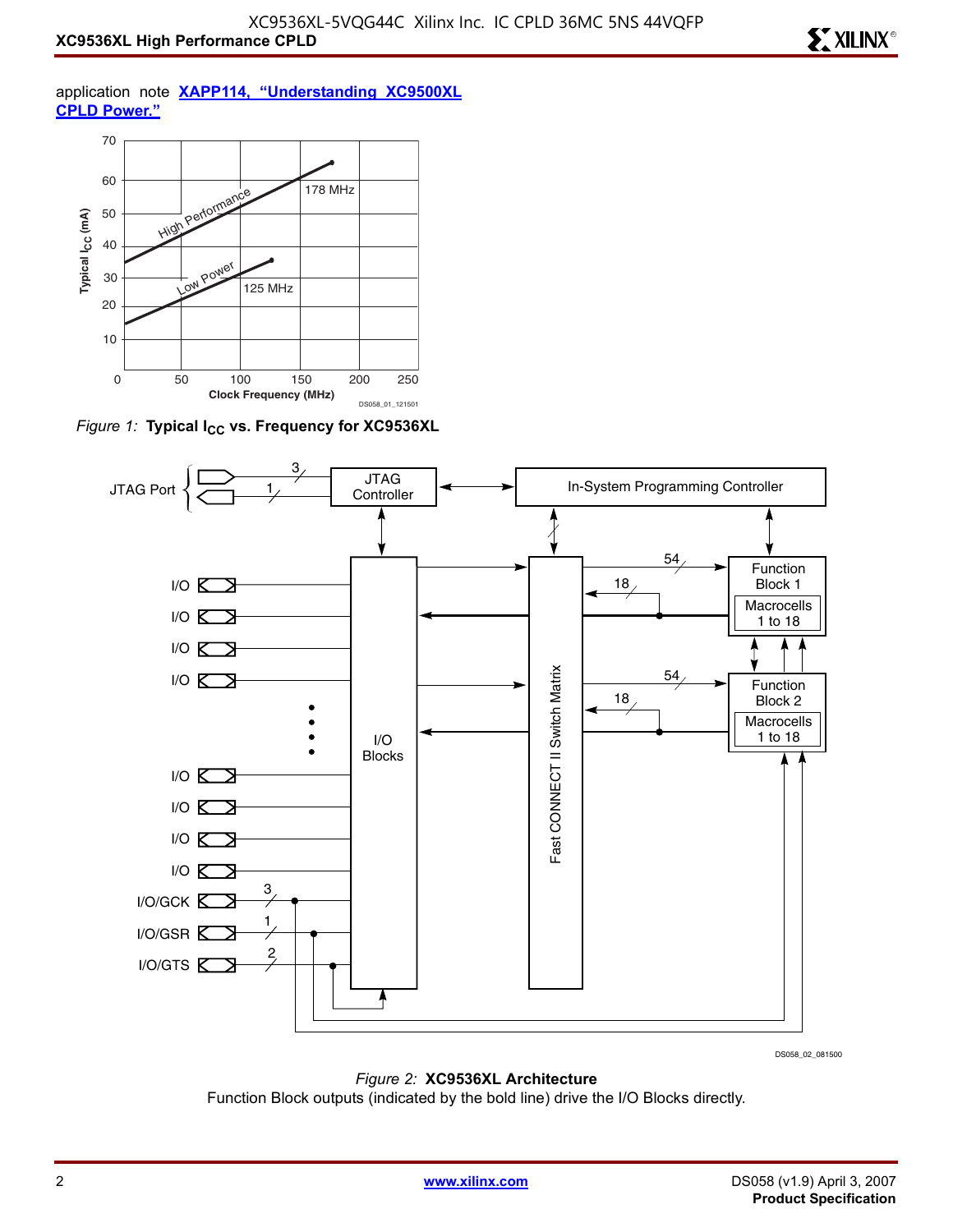application note **[XAPP114, "Understanding XC9500XL CPLD Power."](#)**

*Figure 1:* **Typical $I_{CC}$ vs. Frequency for XC9536XL**

*Figure 2:* **XC9536XL Architecture**

Function Block outputs (indicated by the bold line) drive the I/O Blocks directly.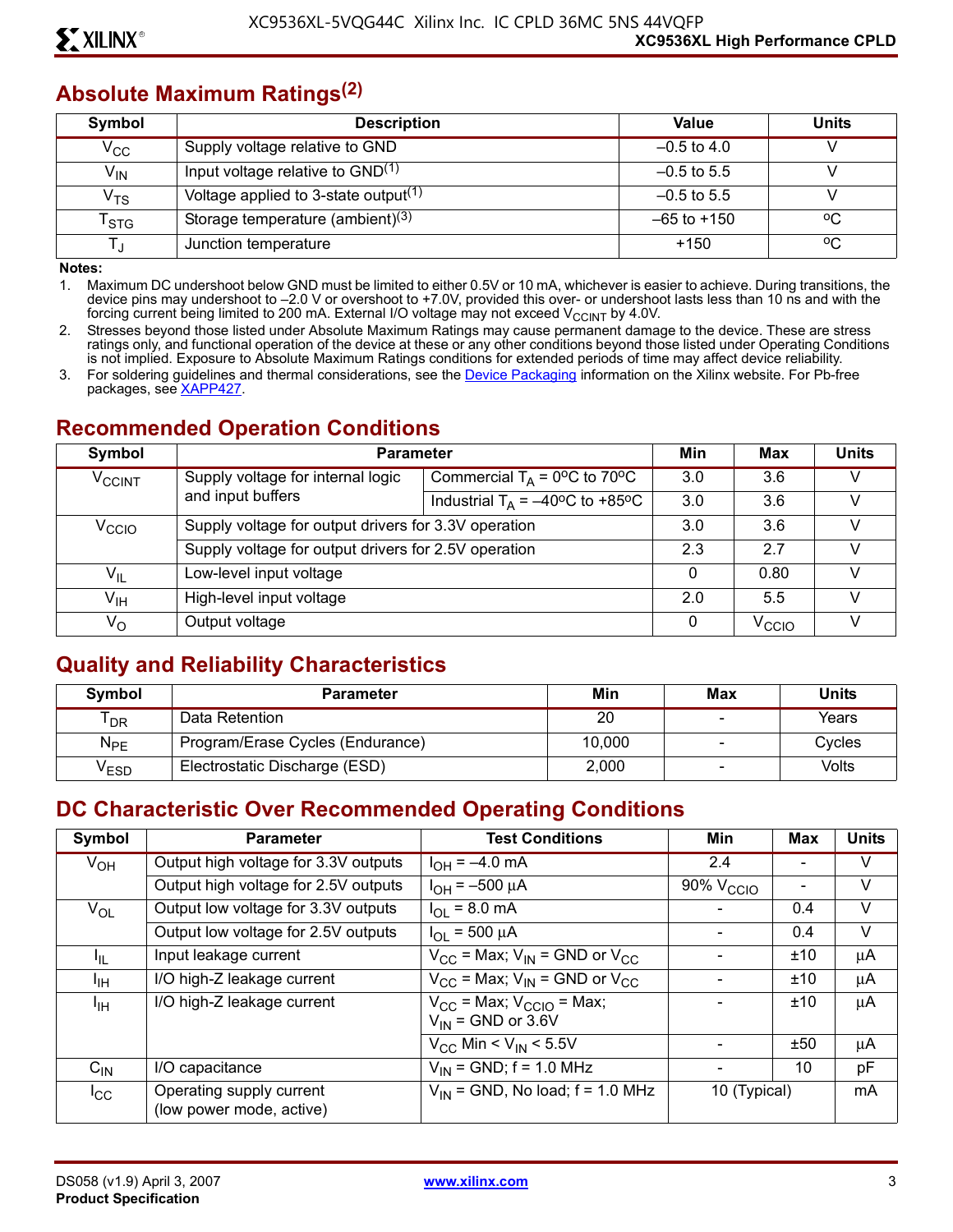## Absolute Maximum Ratings[2]

| Symbol | Description | Value | Units |
|---|---|---|---|
| $V_{CC}$ | Supply voltage relative to GND | –0.5 to 4.0 | V |
| $V_{IN}$ | Input voltage relative to GND[1] | –0.5 to 5.5 | V |
| $V_{TS}$ | Voltage applied to 3-state output[1] | –0.5 to 5.5 | V |
| $T_{STG}$ | Storage temperature (ambient)[3] | –65 to +150 | °C |
| $T_J$ | Junction temperature | +150 | °C |

**Notes:**

1. Maximum DC undershoot below GND must be limited to either 0.5V or 10 mA, whichever is easier to achieve. During transitions, the device pins may undershoot to –2.0 V or overshoot to +7.0V, provided this over- or undershoot lasts less than 10 ns and with the forcing current being limited to 200 mA. External I/O voltage may not exceed $V_{CCINT}$ by 4.0V.
2. Stresses beyond those listed under Absolute Maximum Ratings may cause permanent damage to the device. These are stress ratings only, and functional operation of the device at these or any other conditions beyond those listed under Operating Conditions is not implied. Exposure to Absolute Maximum Ratings conditions for extended periods of time may affect device reliability.
3. For soldering guidelines and thermal considerations, see the Device Packaging information on the Xilinx website. For Pb-free packages, see XAPP427.

## Recommended Operation Conditions

| Symbol | Parameter | | Min | Max | Units |
|---|---|---|---|---|---|
| $V_{CCINT}$ | Supply voltage for internal logic and input buffers | Commercial $T_A$ = 0°C to 70°C | 3.0 | 3.6 | V |
| | | Industrial $T_A$ = –40°C to +85°C | 3.0 | 3.6 | V |
| $V_{CCIO}$ | Supply voltage for output drivers for 3.3V operation | | 3.0 | 3.6 | V |
| | Supply voltage for output drivers for 2.5V operation | | 2.3 | 2.7 | V |
| $V_{IL}$ | Low-level input voltage | | 0 | 0.80 | V |
| $V_{IH}$ | High-level input voltage | | 2.0 | 5.5 | V |
| $V_O$ | Output voltage | | 0 | $V_{CCIO}$ | V |

## Quality and Reliability Characteristics

| Symbol | Parameter | Min | Max | Units |
|---|---|---|---|---|
| $T_{DR}$ | Data Retention | 20 | - | Years |
| $N_{PE}$ | Program/Erase Cycles (Endurance) | 10,000 | - | Cycles |
| $V_{ESD}$ | Electrostatic Discharge (ESD) | 2,000 | - | Volts |

## DC Characteristic Over Recommended Operating Conditions

| Symbol | Parameter | Test Conditions | Min | Max | Units |
|---|---|---|---|---|---|
| $V_{OH}$ | Output high voltage for 3.3V outputs | $I_{OH}$ = –4.0 mA | 2.4 | - | V |
| | Output high voltage for 2.5V outputs | $I_{OH}$ = –500 µA | 90% $V_{CCIO}$ | - | V |
| $V_{OL}$ | Output low voltage for 3.3V outputs | $I_{OL}$ = 8.0 mA | - | 0.4 | V |
| | Output low voltage for 2.5V outputs | $I_{OL}$ = 500 µA | - | 0.4 | V |
| $I_{IL}$ | Input leakage current | $V_{CC}$ = Max; $V_{IN}$ = GND or $V_{CC}$ | - | ±10 | µA |
| $I_{IH}$ | I/O high-Z leakage current | $V_{CC}$ = Max; $V_{IN}$ = GND or $V_{CC}$ | - | ±10 | µA |
| $I_{IH}$ | I/O high-Z leakage current | $V_{CC}$ = Max; $V_{CCIO}$ = Max; $V_{IN}$ = GND or 3.6V | - | ±10 | µA |
| | | $V_{CC}$ Min < $V_{IN}$ < 5.5V | - | ±50 | µA |
| $C_{IN}$ | I/O capacitance | $V_{IN}$ = GND; f = 1.0 MHz | - | 10 | pF |
| $I_{CC}$ | Operating supply current (low power mode, active) | $V_{IN}$ = GND, No load; f = 1.0 MHz | 10 (Typical) | | mA |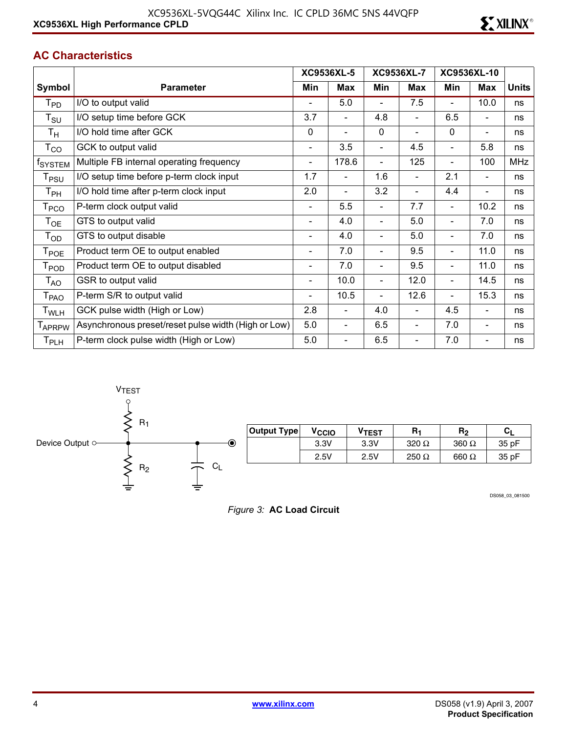## AC Characteristics

| Symbol | Parameter | XC9536XL-5 | | XC9536XL-7 | | XC9536XL-10 | | Units |
|---|---|---|---|---|---|---|---|---|
| | | Min | Max | Min | Max | Min | Max | |
| $T_{PD}$ | I/O to output valid | - | 5.0 | - | 7.5 | - | 10.0 | ns |
| $T_{SU}$ | I/O setup time before GCK | 3.7 | - | 4.8 | - | 6.5 | - | ns |
| $T_{H}$ | I/O hold time after GCK | 0 | - | 0 | - | 0 | - | ns |
| $T_{CO}$ | GCK to output valid | - | 3.5 | - | 4.5 | - | 5.8 | ns |
| $f_{SYSTEM}$ | Multiple FB internal operating frequency | - | 178.6 | - | 125 | - | 100 | MHz |
| $T_{PSU}$ | I/O setup time before p-term clock input | 1.7 | - | 1.6 | - | 2.1 | - | ns |
| $T_{PH}$ | I/O hold time after p-term clock input | 2.0 | - | 3.2 | - | 4.4 | - | ns |
| $T_{PCO}$ | P-term clock output valid | - | 5.5 | - | 7.7 | - | 10.2 | ns |
| $T_{OE}$ | GTS to output valid | - | 4.0 | - | 5.0 | - | 7.0 | ns |
| $T_{OD}$ | GTS to output disable | - | 4.0 | - | 5.0 | - | 7.0 | ns |
| $T_{POE}$ | Product term OE to output enabled | - | 7.0 | - | 9.5 | - | 11.0 | ns |
| $T_{POD}$ | Product term OE to output disabled | - | 7.0 | - | 9.5 | - | 11.0 | ns |
| $T_{AO}$ | GSR to output valid | - | 10.0 | - | 12.0 | - | 14.5 | ns |
| $T_{PAO}$ | P-term S/R to output valid | - | 10.5 | - | 12.6 | - | 15.3 | ns |
| $T_{WLH}$ | GCK pulse width (High or Low) | 2.8 | - | 4.0 | - | 4.5 | - | ns |
| $T_{APRPW}$ | Asynchronous preset/reset pulse width (High or Low) | 5.0 | - | 6.5 | - | 7.0 | - | ns |
| $T_{PLH}$ | P-term clock pulse width (High or Low) | 5.0 | - | 6.5 | - | 7.0 | - | ns |

| Output Type | $V_{CCIO}$ | $V_{TEST}$ | $R_1$ | $R_2$ | $C_L$ |
|---|---|---|---|---|---|
| | 3.3V | 3.3V | 320 Ω | 360 Ω | 35 pF |
| | 2.5V | 2.5V | 250 Ω | 660 Ω | 35 pF |

DS058_03_081500

*Figure 3:* **AC Load Circuit**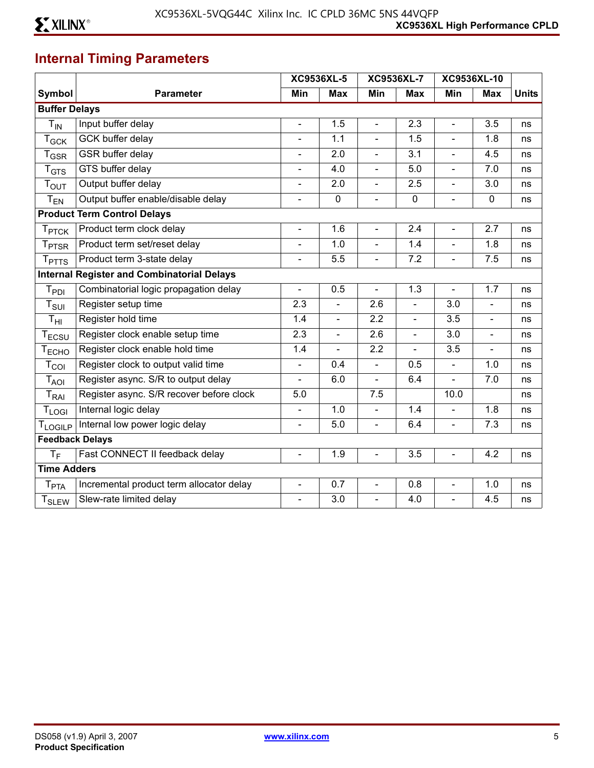## Internal Timing Parameters

| Symbol | Parameter | XC9536XL-5 | | XC9536XL-7 | | XC9536XL-10 | | Units |
|---|---|---|---|---|---|---|---|---|
| | | Min | Max | Min | Max | Min | Max | |
| **Buffer Delays** | | | | | | | | |
| $T_{IN}$ | Input buffer delay | - | 1.5 | - | 2.3 | - | 3.5 | ns |
| $T_{GCK}$ | GCK buffer delay | - | 1.1 | - | 1.5 | - | 1.8 | ns |
| $T_{GSR}$ | GSR buffer delay | - | 2.0 | - | 3.1 | - | 4.5 | ns |
| $T_{GTS}$ | GTS buffer delay | - | 4.0 | - | 5.0 | - | 7.0 | ns |
| $T_{OUT}$ | Output buffer delay | - | 2.0 | - | 2.5 | - | 3.0 | ns |
| $T_{EN}$ | Output buffer enable/disable delay | - | 0 | - | 0 | - | 0 | ns |
| **Product Term Control Delays** | | | | | | | | |
| $T_{PTCK}$ | Product term clock delay | - | 1.6 | - | 2.4 | - | 2.7 | ns |
| $T_{PTSR}$ | Product term set/reset delay | - | 1.0 | - | 1.4 | - | 1.8 | ns |
| $T_{PTTS}$ | Product term 3-state delay | - | 5.5 | - | 7.2 | - | 7.5 | ns |
| **Internal Register and Combinatorial Delays** | | | | | | | | |
| $T_{PDI}$ | Combinatorial logic propagation delay | - | 0.5 | - | 1.3 | - | 1.7 | ns |
| $T_{SUI}$ | Register setup time | 2.3 | - | 2.6 | - | 3.0 | - | ns |
| $T_{HI}$ | Register hold time | 1.4 | - | 2.2 | - | 3.5 | - | ns |
| $T_{ECSU}$ | Register clock enable setup time | 2.3 | - | 2.6 | - | 3.0 | - | ns |
| $T_{ECHO}$ | Register clock enable hold time | 1.4 | - | 2.2 | - | 3.5 | - | ns |
| $T_{COI}$ | Register clock to output valid time | - | 0.4 | - | 0.5 | - | 1.0 | ns |
| $T_{AOI}$ | Register async. S/R to output delay | - | 6.0 | - | 6.4 | - | 7.0 | ns |
| $T_{RAI}$ | Register async. S/R recover before clock | 5.0 | | 7.5 | | 10.0 | | ns |
| $T_{LOGI}$ | Internal logic delay | - | 1.0 | - | 1.4 | - | 1.8 | ns |
| $T_{LOGILP}$ | Internal low power logic delay | - | 5.0 | - | 6.4 | - | 7.3 | ns |
| **Feedback Delays** | | | | | | | | |
| $T_{F}$ | Fast CONNECT II feedback delay | - | 1.9 | - | 3.5 | - | 4.2 | ns |
| **Time Adders** | | | | | | | | |
| $T_{PTA}$ | Incremental product term allocator delay | - | 0.7 | - | 0.8 | - | 1.0 | ns |
| $T_{SLEW}$ | Slew-rate limited delay | - | 3.0 | - | 4.0 | - | 4.5 | ns |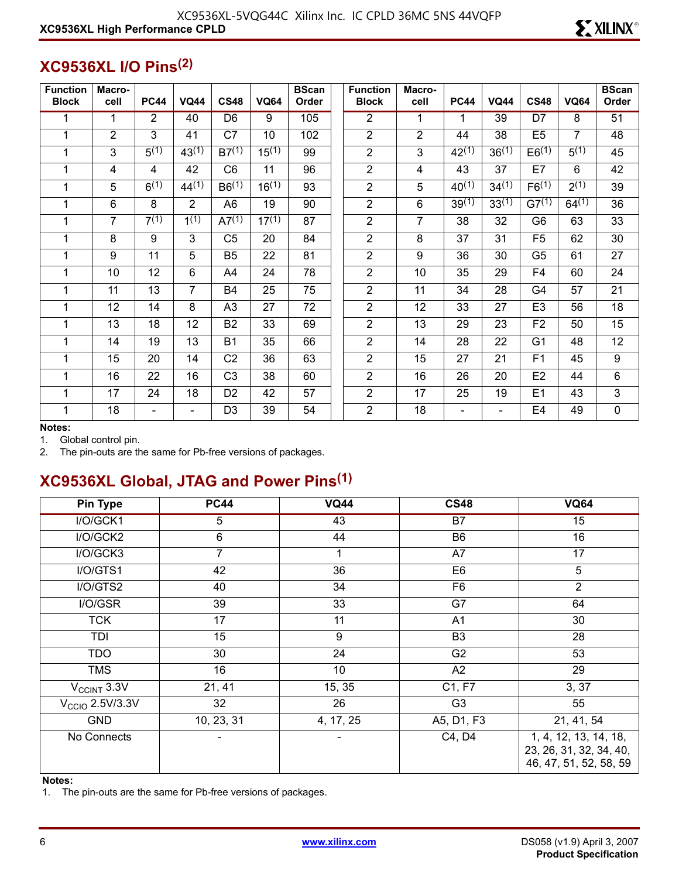## XC9536XL I/O Pins[2]

| Function Block | Macro-cell | PC44 | VQ44 | CS48 | VQ64 | BScan Order | Function Block | Macro-cell | PC44 | VQ44 | CS48 | VQ64 | BScan Order |
|---|---|---|---|---|---|---|---|---|---|---|---|---|---|
| 1 | 1 | 2 | 40 | D6 | 9 | 105 | 2 | 1 | 1 | 39 | D7 | 8 | 51 |
| 1 | 2 | 3 | 41 | C7 | 10 | 102 | 2 | 2 | 44 | 38 | E5 | 7 | 48 |
| 1 | 3 | 5[1] | 43[1] | B7[1] | 15[1] | 99 | 2 | 3 | 42[1] | 36[1] | E6[1] | 5[1] | 45 |
| 1 | 4 | 4 | 42 | C6 | 11 | 96 | 2 | 4 | 43 | 37 | E7 | 6 | 42 |
| 1 | 5 | 6[1] | 44[1] | B6[1] | 16[1] | 93 | 2 | 5 | 40[1] | 34[1] | F6[1] | 2[1] | 39 |
| 1 | 6 | 8 | 2 | A6 | 19 | 90 | 2 | 6 | 39[1] | 33[1] | G7[1] | 64[1] | 36 |
| 1 | 7 | 7[1] | 1[1] | A7[1] | 17[1] | 87 | 2 | 7 | 38 | 32 | G6 | 63 | 33 |
| 1 | 8 | 9 | 3 | C5 | 20 | 84 | 2 | 8 | 37 | 31 | F5 | 62 | 30 |
| 1 | 9 | 11 | 5 | B5 | 22 | 81 | 2 | 9 | 36 | 30 | G5 | 61 | 27 |
| 1 | 10 | 12 | 6 | A4 | 24 | 78 | 2 | 10 | 35 | 29 | F4 | 60 | 24 |
| 1 | 11 | 13 | 7 | B4 | 25 | 75 | 2 | 11 | 34 | 28 | G4 | 57 | 21 |
| 1 | 12 | 14 | 8 | A3 | 27 | 72 | 2 | 12 | 33 | 27 | E3 | 56 | 18 |
| 1 | 13 | 18 | 12 | B2 | 33 | 69 | 2 | 13 | 29 | 23 | F2 | 50 | 15 |
| 1 | 14 | 19 | 13 | B1 | 35 | 66 | 2 | 14 | 28 | 22 | G1 | 48 | 12 |
| 1 | 15 | 20 | 14 | C2 | 36 | 63 | 2 | 15 | 27 | 21 | F1 | 45 | 9 |
| 1 | 16 | 22 | 16 | C3 | 38 | 60 | 2 | 16 | 26 | 20 | E2 | 44 | 6 |
| 1 | 17 | 24 | 18 | D2 | 42 | 57 | 2 | 17 | 25 | 19 | E1 | 43 | 3 |
| 1 | 18 | - | - | D3 | 39 | 54 | 2 | 18 | - | - | E4 | 49 | 0 |

**Notes:**

1. Global control pin.
2. The pin-outs are the same for Pb-free versions of packages.

## XC9536XL Global, JTAG and Power Pins[1]

| Pin Type | PC44 | VQ44 | CS48 | VQ64 |
|---|---|---|---|---|
| I/O/GCK1 | 5 | 43 | B7 | 15 |
| I/O/GCK2 | 6 | 44 | B6 | 16 |
| I/O/GCK3 | 7 | 1 | A7 | 17 |
| I/O/GTS1 | 42 | 36 | E6 | 5 |
| I/O/GTS2 | 40 | 34 | F6 | 2 |
| I/O/GSR | 39 | 33 | G7 | 64 |
| TCK | 17 | 11 | A1 | 30 |
| TDI | 15 | 9 | B3 | 28 |
| TDO | 30 | 24 | G2 | 53 |
| TMS | 16 | 10 | A2 | 29 |
| $V_{CCINT}$ 3.3V | 21, 41 | 15, 35 | C1, F7 | 3, 37 |
| $V_{CCIO}$ 2.5V/3.3V | 32 | 26 | G3 | 55 |
| GND | 10, 23, 31 | 4, 17, 25 | A5, D1, F3 | 21, 41, 54 |
| No Connects | - | - | C4, D4 | 1, 4, 12, 13, 14, 18, 23, 26, 31, 32, 34, 40, 46, 47, 51, 52, 58, 59 |

**Notes:**

1. The pin-outs are the same for Pb-free versions of packages.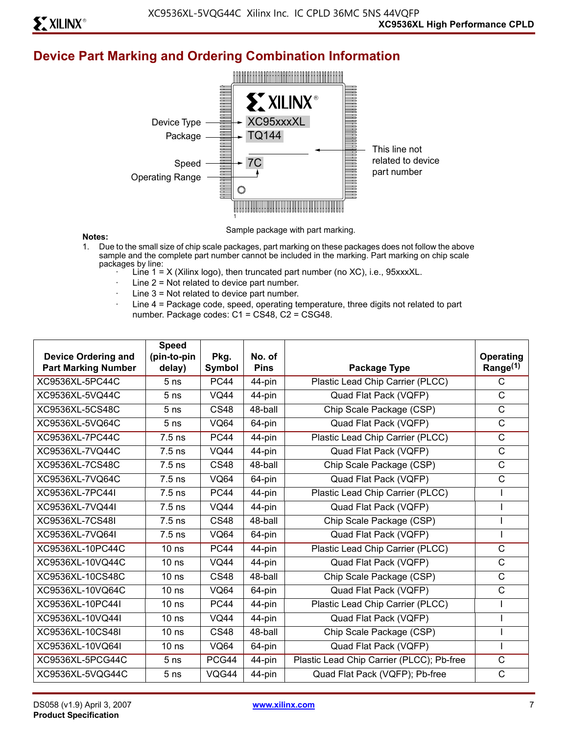## Device Part Marking and Ordering Combination Information

Device Type → XC95xxxXL

Package → TQ144

This line not related to device part number

Speed → 7C

Operating Range

Sample package with part marking.

**Notes:**

1. Due to the small size of chip scale packages, part marking on these packages does not follow the above sample and the complete part number cannot be included in the marking. Part marking on chip scale packages by line:
   - Line 1 = X (Xilinx logo), then truncated part number (no XC), i.e., 95xxxXL.
   - Line 2 = Not related to device part number.
   - Line 3 = Not related to device part number.
   - Line 4 = Package code, speed, operating temperature, three digits not related to part number. Package codes: C1 = CS48, C2 = CSG48.

| Device Ordering and Part Marking Number | Speed (pin-to-pin delay) | Pkg. Symbol | No. of Pins | Package Type | Operating Range[(1)] |
|---|---|---|---|---|---|
| XC9536XL-5PC44C | 5 ns | PC44 | 44-pin | Plastic Lead Chip Carrier (PLCC) | C |
| XC9536XL-5VQ44C | 5 ns | VQ44 | 44-pin | Quad Flat Pack (VQFP) | C |
| XC9536XL-5CS48C | 5 ns | CS48 | 48-ball | Chip Scale Package (CSP) | C |
| XC9536XL-5VQ64C | 5 ns | VQ64 | 64-pin | Quad Flat Pack (VQFP) | C |
| XC9536XL-7PC44C | 7.5 ns | PC44 | 44-pin | Plastic Lead Chip Carrier (PLCC) | C |
| XC9536XL-7VQ44C | 7.5 ns | VQ44 | 44-pin | Quad Flat Pack (VQFP) | C |
| XC9536XL-7CS48C | 7.5 ns | CS48 | 48-ball | Chip Scale Package (CSP) | C |
| XC9536XL-7VQ64C | 7.5 ns | VQ64 | 64-pin | Quad Flat Pack (VQFP) | C |
| XC9536XL-7PC44I | 7.5 ns | PC44 | 44-pin | Plastic Lead Chip Carrier (PLCC) | I |
| XC9536XL-7VQ44I | 7.5 ns | VQ44 | 44-pin | Quad Flat Pack (VQFP) | I |
| XC9536XL-7CS48I | 7.5 ns | CS48 | 48-ball | Chip Scale Package (CSP) | I |
| XC9536XL-7VQ64I | 7.5 ns | VQ64 | 64-pin | Quad Flat Pack (VQFP) | I |
| XC9536XL-10PC44C | 10 ns | PC44 | 44-pin | Plastic Lead Chip Carrier (PLCC) | C |
| XC9536XL-10VQ44C | 10 ns | VQ44 | 44-pin | Quad Flat Pack (VQFP) | C |
| XC9536XL-10CS48C | 10 ns | CS48 | 48-ball | Chip Scale Package (CSP) | C |
| XC9536XL-10VQ64C | 10 ns | VQ64 | 64-pin | Quad Flat Pack (VQFP) | C |
| XC9536XL-10PC44I | 10 ns | PC44 | 44-pin | Plastic Lead Chip Carrier (PLCC) | I |
| XC9536XL-10VQ44I | 10 ns | VQ44 | 44-pin | Quad Flat Pack (VQFP) | I |
| XC9536XL-10CS48I | 10 ns | CS48 | 48-ball | Chip Scale Package (CSP) | I |
| XC9536XL-10VQ64I | 10 ns | VQ64 | 64-pin | Quad Flat Pack (VQFP) | I |
| XC9536XL-5PCG44C | 5 ns | PCG44 | 44-pin | Plastic Lead Chip Carrier (PLCC); Pb-free | C |
| XC9536XL-5VQG44C | 5 ns | VQG44 | 44-pin | Quad Flat Pack (VQFP); Pb-free | C |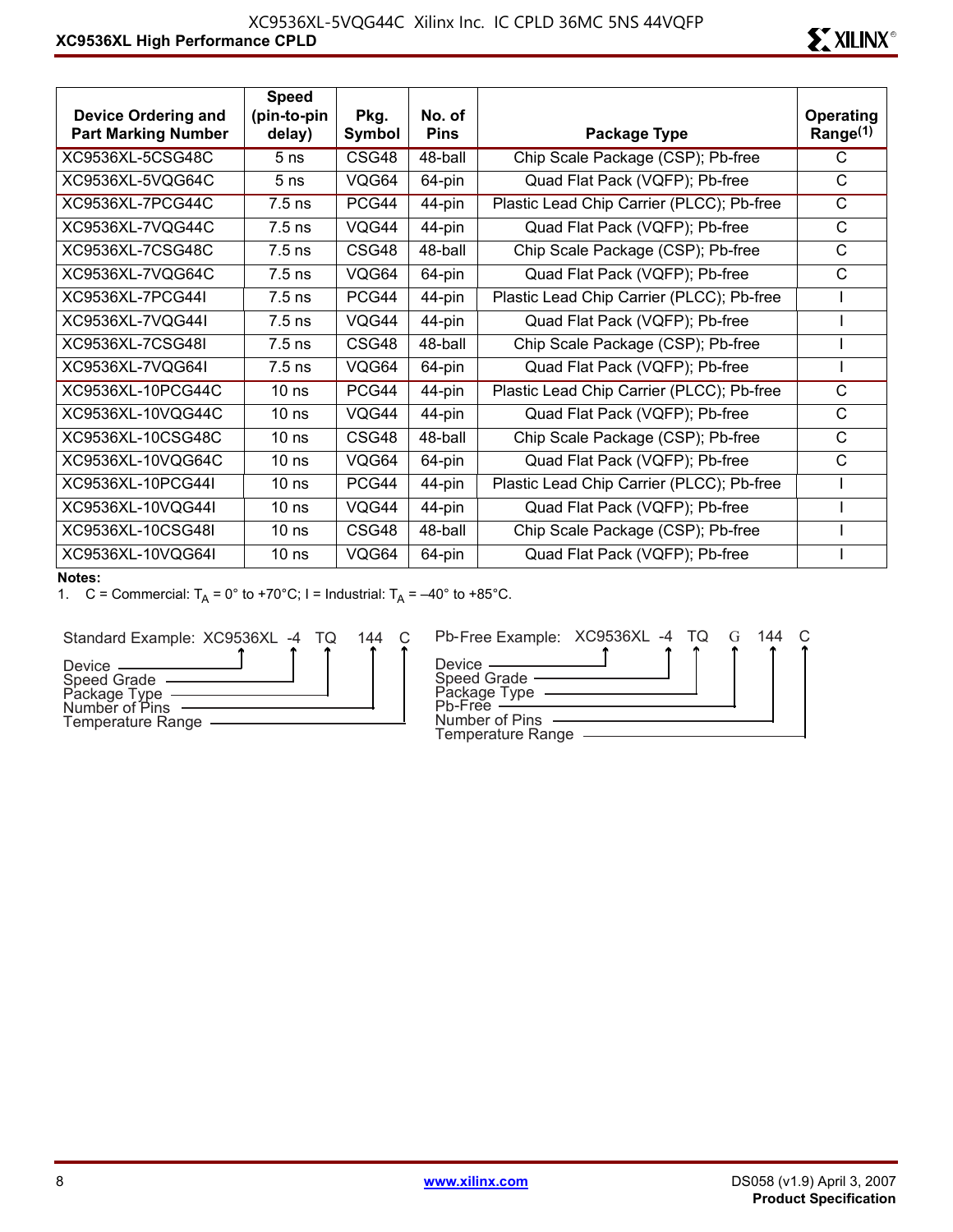| Device Ordering and Part Marking Number | Speed (pin-to-pin delay) | Pkg. Symbol | No. of Pins | Package Type | Operating Range[(1)] |
|---|---|---|---|---|---|
| XC9536XL-5CSG48C | 5 ns | CSG48 | 48-ball | Chip Scale Package (CSP); Pb-free | C |
| XC9536XL-5VQG64C | 5 ns | VQG64 | 64-pin | Quad Flat Pack (VQFP); Pb-free | C |
| XC9536XL-7PCG44C | 7.5 ns | PCG44 | 44-pin | Plastic Lead Chip Carrier (PLCC); Pb-free | C |
| XC9536XL-7VQG44C | 7.5 ns | VQG44 | 44-pin | Quad Flat Pack (VQFP); Pb-free | C |
| XC9536XL-7CSG48C | 7.5 ns | CSG48 | 48-ball | Chip Scale Package (CSP); Pb-free | C |
| XC9536XL-7VQG64C | 7.5 ns | VQG64 | 64-pin | Quad Flat Pack (VQFP); Pb-free | C |
| XC9536XL-7PCG44I | 7.5 ns | PCG44 | 44-pin | Plastic Lead Chip Carrier (PLCC); Pb-free | I |
| XC9536XL-7VQG44I | 7.5 ns | VQG44 | 44-pin | Quad Flat Pack (VQFP); Pb-free | I |
| XC9536XL-7CSG48I | 7.5 ns | CSG48 | 48-ball | Chip Scale Package (CSP); Pb-free | I |
| XC9536XL-7VQG64I | 7.5 ns | VQG64 | 64-pin | Quad Flat Pack (VQFP); Pb-free | I |
| XC9536XL-10PCG44C | 10 ns | PCG44 | 44-pin | Plastic Lead Chip Carrier (PLCC); Pb-free | C |
| XC9536XL-10VQG44C | 10 ns | VQG44 | 44-pin | Quad Flat Pack (VQFP); Pb-free | C |
| XC9536XL-10CSG48C | 10 ns | CSG48 | 48-ball | Chip Scale Package (CSP); Pb-free | C |
| XC9536XL-10VQG64C | 10 ns | VQG64 | 64-pin | Quad Flat Pack (VQFP); Pb-free | C |
| XC9536XL-10PCG44I | 10 ns | PCG44 | 44-pin | Plastic Lead Chip Carrier (PLCC); Pb-free | I |
| XC9536XL-10VQG44I | 10 ns | VQG44 | 44-pin | Quad Flat Pack (VQFP); Pb-free | I |
| XC9536XL-10CSG48I | 10 ns | CSG48 | 48-ball | Chip Scale Package (CSP); Pb-free | I |
| XC9536XL-10VQG64I | 10 ns | VQG64 | 64-pin | Quad Flat Pack (VQFP); Pb-free | I |

**Notes:**

1. C = Commercial: $T_A$ = 0° to +70°C; I = Industrial: $T_A$ = –40° to +85°C.

Standard Example: XC9536XL -4 TQ 144 C

- Device
- Speed Grade
- Package Type
- Number of Pins
- Temperature Range

Pb-Free Example: XC9536XL -4 TQ G 144 C

- Device
- Speed Grade
- Package Type
- Pb-Free
- Number of Pins
- Temperature Range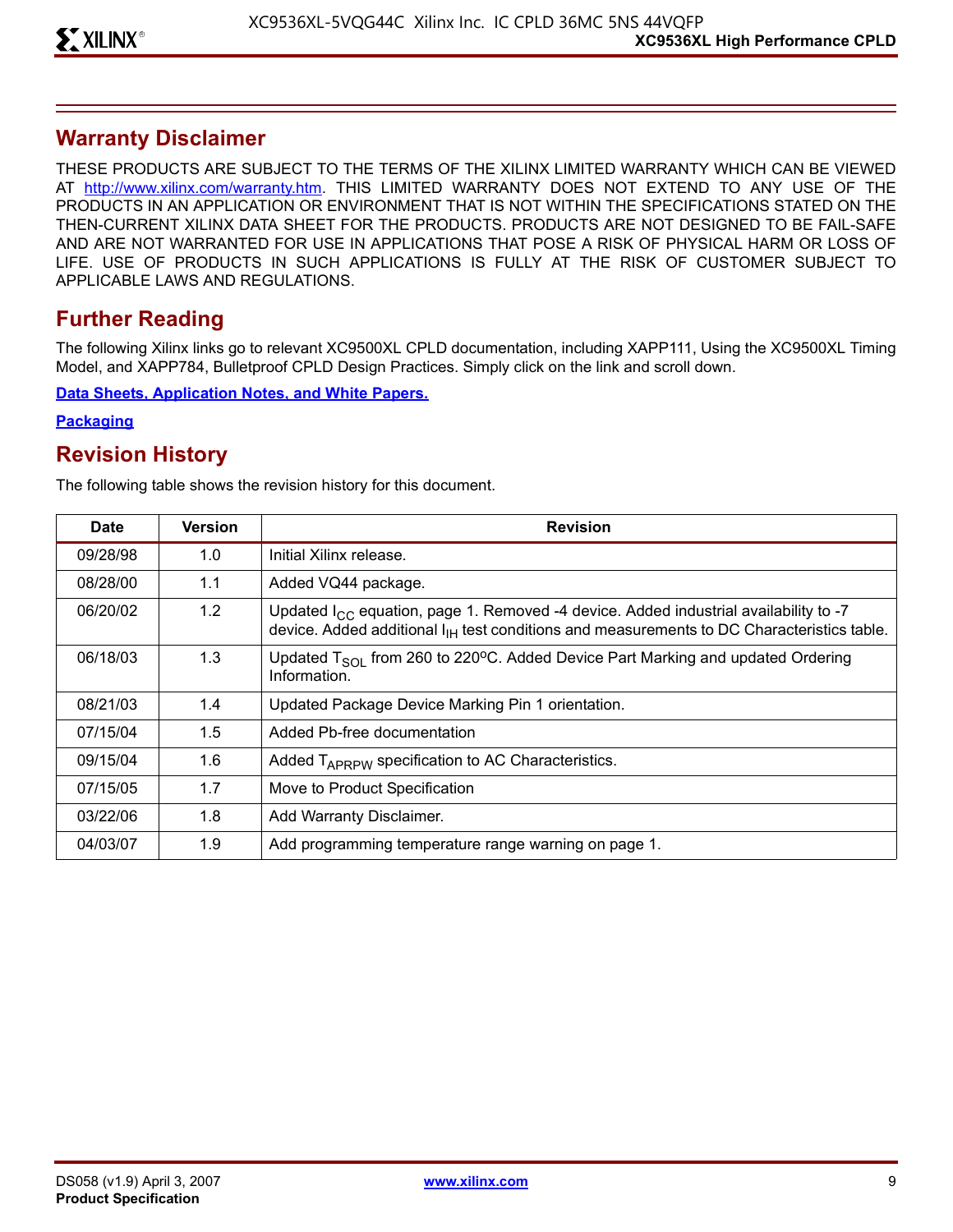## Warranty Disclaimer

THESE PRODUCTS ARE SUBJECT TO THE TERMS OF THE XILINX LIMITED WARRANTY WHICH CAN BE VIEWED AT http://www.xilinx.com/warranty.htm. THIS LIMITED WARRANTY DOES NOT EXTEND TO ANY USE OF THE PRODUCTS IN AN APPLICATION OR ENVIRONMENT THAT IS NOT WITHIN THE SPECIFICATIONS STATED ON THE THEN-CURRENT XILINX DATA SHEET FOR THE PRODUCTS. PRODUCTS ARE NOT DESIGNED TO BE FAIL-SAFE AND ARE NOT WARRANTED FOR USE IN APPLICATIONS THAT POSE A RISK OF PHYSICAL HARM OR LOSS OF LIFE. USE OF PRODUCTS IN SUCH APPLICATIONS IS FULLY AT THE RISK OF CUSTOMER SUBJECT TO APPLICABLE LAWS AND REGULATIONS.

## Further Reading

The following Xilinx links go to relevant XC9500XL CPLD documentation, including XAPP111, Using the XC9500XL Timing Model, and XAPP784, Bulletproof CPLD Design Practices. Simply click on the link and scroll down.

**Data Sheets, Application Notes, and White Papers.**

**Packaging**

## Revision History

The following table shows the revision history for this document.

| Date | Version | Revision |
|---|---|---|
| 09/28/98 | 1.0 | Initial Xilinx release. |
| 08/28/00 | 1.1 | Added VQ44 package. |
| 06/20/02 | 1.2 | Updated $I_{CC}$ equation, page 1. Removed -4 device. Added industrial availability to -7 device. Added additional $I_{IH}$ test conditions and measurements to DC Characteristics table. |
| 06/18/03 | 1.3 | Updated $T_{SOL}$ from 260 to 220ºC. Added Device Part Marking and updated Ordering Information. |
| 08/21/03 | 1.4 | Updated Package Device Marking Pin 1 orientation. |
| 07/15/04 | 1.5 | Added Pb-free documentation |
| 09/15/04 | 1.6 | Added $T_{APRPW}$ specification to AC Characteristics. |
| 07/15/05 | 1.7 | Move to Product Specification |
| 03/22/06 | 1.8 | Add Warranty Disclaimer. |
| 04/03/07 | 1.9 | Add programming temperature range warning on page 1. |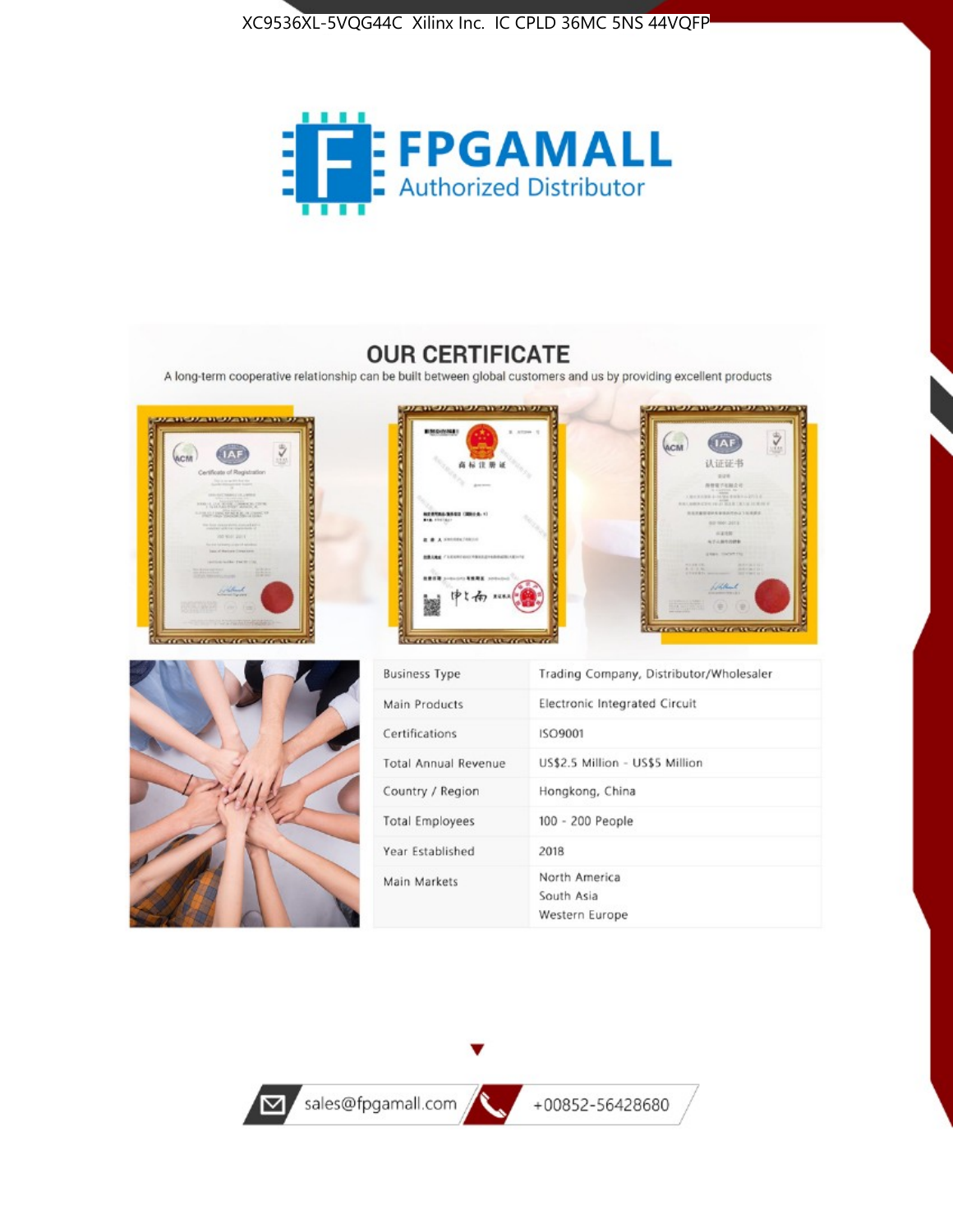FPGAMALL
Authorized Distributor

## OUR CERTIFICATE

A long-term cooperative relationship can be built between global customers and us by providing excellent products

| | |
|---|---|
| Business Type | Trading Company, Distributor/Wholesaler |
| Main Products | Electronic Integrated Circuit |
| Certifications | ISO9001 |
| Total Annual Revenue | US$2.5 Million - US$5 Million |
| Country / Region | Hongkong, China |
| Total Employees | 100 - 200 People |
| Year Established | 2018 |
| Main Markets | North America<br>South Asia<br>Western Europe |

sales@fpgamall.com +00852-56428680